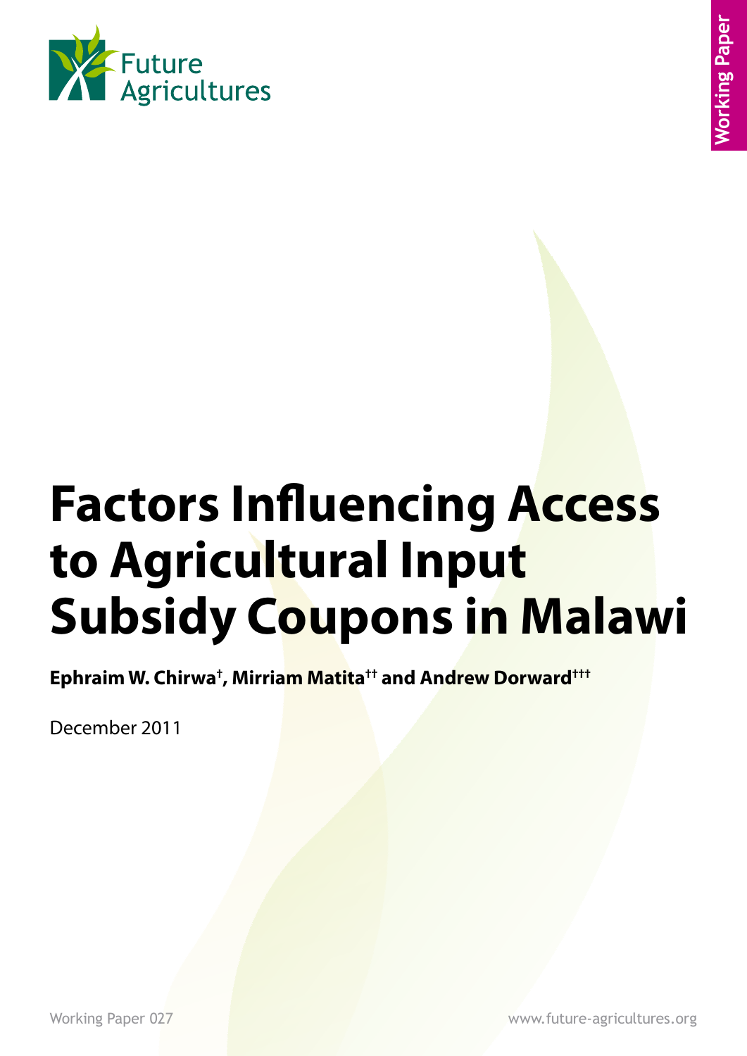Future Agricultures

Working Paper

# Factors Influencing Access to Agricultural Input Subsidy Coupons in Malawi

**Ephraim W. Chirwa[†], Mirriam Matita[††] and Andrew Dorward[†††]**

December 2011

Working Paper 027

www.future-agricultures.org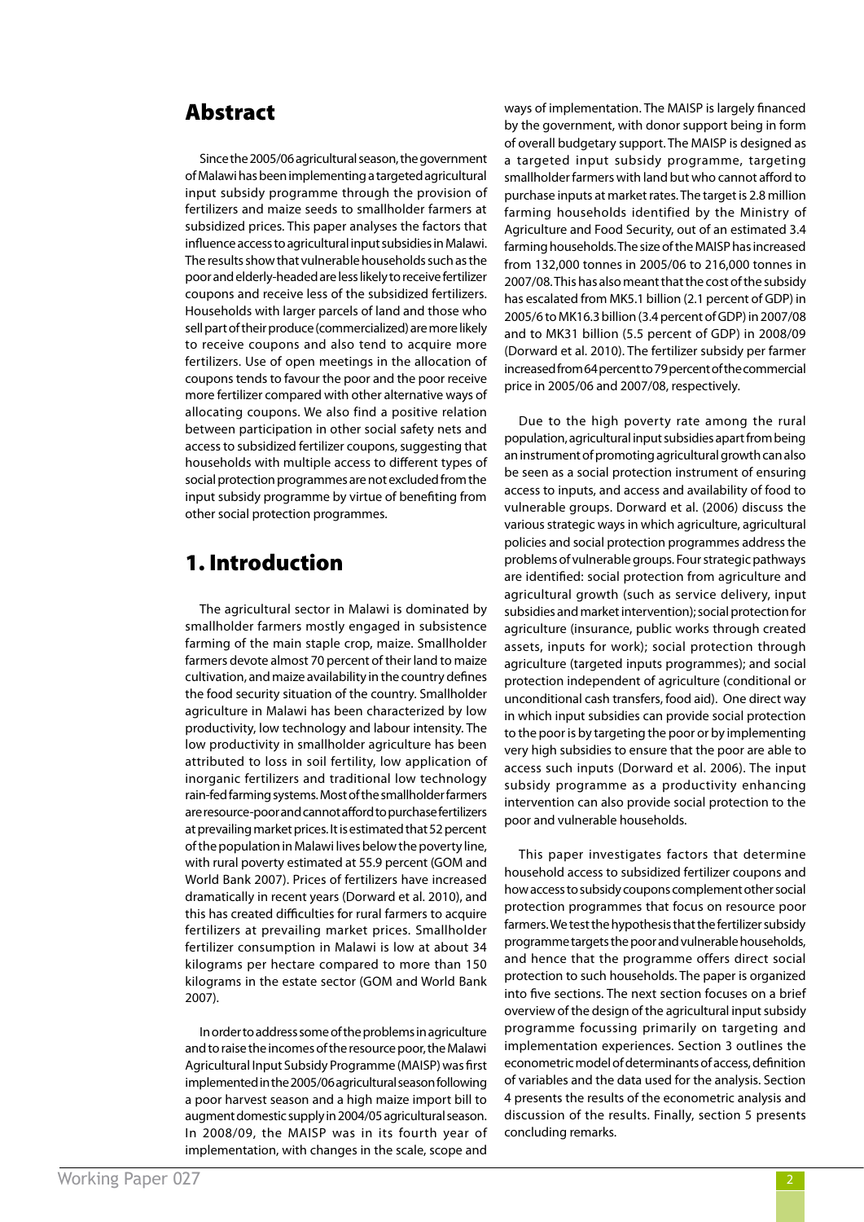## Abstract

Since the 2005/06 agricultural season, the government of Malawi has been implementing a targeted agricultural input subsidy programme through the provision of fertilizers and maize seeds to smallholder farmers at subsidized prices. This paper analyses the factors that influence access to agricultural input subsidies in Malawi. The results show that vulnerable households such as the poor and elderly-headed are less likely to receive fertilizer coupons and receive less of the subsidized fertilizers. Households with larger parcels of land and those who sell part of their produce (commercialized) are more likely to receive coupons and also tend to acquire more fertilizers. Use of open meetings in the allocation of coupons tends to favour the poor and the poor receive more fertilizer compared with other alternative ways of allocating coupons. We also find a positive relation between participation in other social safety nets and access to subsidized fertilizer coupons, suggesting that households with multiple access to different types of social protection programmes are not excluded from the input subsidy programme by virtue of benefiting from other social protection programmes.

## 1. Introduction

The agricultural sector in Malawi is dominated by smallholder farmers mostly engaged in subsistence farming of the main staple crop, maize. Smallholder farmers devote almost 70 percent of their land to maize cultivation, and maize availability in the country defines the food security situation of the country. Smallholder agriculture in Malawi has been characterized by low productivity, low technology and labour intensity. The low productivity in smallholder agriculture has been attributed to loss in soil fertility, low application of inorganic fertilizers and traditional low technology rain-fed farming systems. Most of the smallholder farmers are resource-poor and cannot afford to purchase fertilizers at prevailing market prices. It is estimated that 52 percent of the population in Malawi lives below the poverty line, with rural poverty estimated at 55.9 percent (GOM and World Bank 2007). Prices of fertilizers have increased dramatically in recent years (Dorward et al. 2010), and this has created difficulties for rural farmers to acquire fertilizers at prevailing market prices. Smallholder fertilizer consumption in Malawi is low at about 34 kilograms per hectare compared to more than 150 kilograms in the estate sector (GOM and World Bank 2007).

In order to address some of the problems in agriculture and to raise the incomes of the resource poor, the Malawi Agricultural Input Subsidy Programme (MAISP) was first implemented in the 2005/06 agricultural season following a poor harvest season and a high maize import bill to augment domestic supply in 2004/05 agricultural season. In 2008/09, the MAISP was in its fourth year of implementation, with changes in the scale, scope and ways of implementation. The MAISP is largely financed by the government, with donor support being in form of overall budgetary support. The MAISP is designed as a targeted input subsidy programme, targeting smallholder farmers with land but who cannot afford to purchase inputs at market rates. The target is 2.8 million farming households identified by the Ministry of Agriculture and Food Security, out of an estimated 3.4 farming households. The size of the MAISP has increased from 132,000 tonnes in 2005/06 to 216,000 tonnes in 2007/08. This has also meant that the cost of the subsidy has escalated from MK5.1 billion (2.1 percent of GDP) in 2005/6 to MK16.3 billion (3.4 percent of GDP) in 2007/08 and to MK31 billion (5.5 percent of GDP) in 2008/09 (Dorward et al. 2010). The fertilizer subsidy per farmer increased from 64 percent to 79 percent of the commercial price in 2005/06 and 2007/08, respectively.

Due to the high poverty rate among the rural population, agricultural input subsidies apart from being an instrument of promoting agricultural growth can also be seen as a social protection instrument of ensuring access to inputs, and access and availability of food to vulnerable groups. Dorward et al. (2006) discuss the various strategic ways in which agriculture, agricultural policies and social protection programmes address the problems of vulnerable groups. Four strategic pathways are identified: social protection from agriculture and agricultural growth (such as service delivery, input subsidies and market intervention); social protection for agriculture (insurance, public works through created assets, inputs for work); social protection through agriculture (targeted inputs programmes); and social protection independent of agriculture (conditional or unconditional cash transfers, food aid). One direct way in which input subsidies can provide social protection to the poor is by targeting the poor or by implementing very high subsidies to ensure that the poor are able to access such inputs (Dorward et al. 2006). The input subsidy programme as a productivity enhancing intervention can also provide social protection to the poor and vulnerable households.

This paper investigates factors that determine household access to subsidized fertilizer coupons and how access to subsidy coupons complement other social protection programmes that focus on resource poor farmers. We test the hypothesis that the fertilizer subsidy programme targets the poor and vulnerable households, and hence that the programme offers direct social protection to such households. The paper is organized into five sections. The next section focuses on a brief overview of the design of the agricultural input subsidy programme focussing primarily on targeting and implementation experiences. Section 3 outlines the econometric model of determinants of access, definition of variables and the data used for the analysis. Section 4 presents the results of the econometric analysis and discussion of the results. Finally, section 5 presents concluding remarks.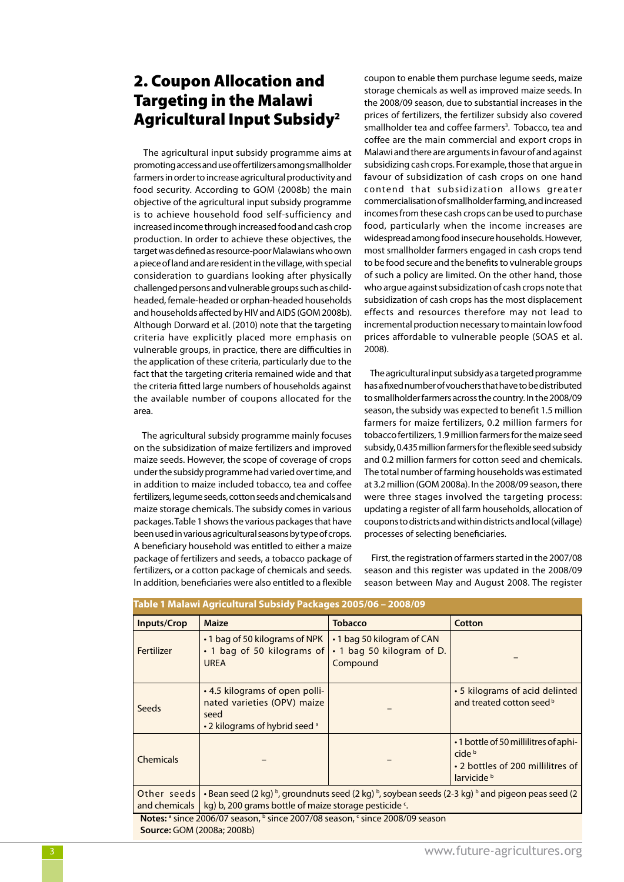## 2. Coupon Allocation and Targeting in the Malawi Agricultural Input Subsidy[2]

The agricultural input subsidy programme aims at promoting access and use of fertilizers among smallholder farmers in order to increase agricultural productivity and food security. According to GOM (2008b) the main objective of the agricultural input subsidy programme is to achieve household food self-sufficiency and increased income through increased food and cash crop production. In order to achieve these objectives, the target was defined as resource-poor Malawians who own a piece of land and are resident in the village, with special consideration to guardians looking after physically challenged persons and vulnerable groups such as child-headed, female-headed or orphan-headed households and households affected by HIV and AIDS (GOM 2008b). Although Dorward et al. (2010) note that the targeting criteria have explicitly placed more emphasis on vulnerable groups, in practice, there are difficulties in the application of these criteria, particularly due to the fact that the targeting criteria remained wide and that the criteria fitted large numbers of households against the available number of coupons allocated for the area.

The agricultural subsidy programme mainly focuses on the subsidization of maize fertilizers and improved maize seeds. However, the scope of coverage of crops under the subsidy programme had varied over time, and in addition to maize included tobacco, tea and coffee fertilizers, legume seeds, cotton seeds and chemicals and maize storage chemicals. The subsidy comes in various packages. Table 1 shows the various packages that have been used in various agricultural seasons by type of crops. A beneficiary household was entitled to either a maize package of fertilizers and seeds, a tobacco package of fertilizers, or a cotton package of chemicals and seeds. In addition, beneficiaries were also entitled to a flexible coupon to enable them purchase legume seeds, maize storage chemicals as well as improved maize seeds. In the 2008/09 season, due to substantial increases in the prices of fertilizers, the fertilizer subsidy also covered smallholder tea and coffee farmers[3]. Tobacco, tea and coffee are the main commercial and export crops in Malawi and there are arguments in favour of and against subsidizing cash crops. For example, those that argue in favour of subsidization of cash crops on one hand contend that subsidization allows greater commercialisation of smallholder farming, and increased incomes from these cash crops can be used to purchase food, particularly when the income increases are widespread among food insecure households. However, most smallholder farmers engaged in cash crops tend to be food secure and the benefits to vulnerable groups of such a policy are limited. On the other hand, those who argue against subsidization of cash crops note that subsidization of cash crops has the most displacement effects and resources therefore may not lead to incremental production necessary to maintain low food prices affordable to vulnerable people (SOAS et al. 2008).

The agricultural input subsidy as a targeted programme has a fixed number of vouchers that have to be distributed to smallholder farmers across the country. In the 2008/09 season, the subsidy was expected to benefit 1.5 million farmers for maize fertilizers, 0.2 million farmers for tobacco fertilizers, 1.9 million farmers for the maize seed subsidy, 0.435 million farmers for the flexible seed subsidy and 0.2 million farmers for cotton seed and chemicals. The total number of farming households was estimated at 3.2 million (GOM 2008a). In the 2008/09 season, there were three stages involved the targeting process: updating a register of all farm households, allocation of coupons to districts and within districts and local (village) processes of selecting beneficiaries.

First, the registration of farmers started in the 2007/08 season and this register was updated in the 2008/09 season between May and August 2008. The register

**Table 1 Malawi Agricultural Subsidy Packages 2005/06 – 2008/09**

| Inputs/Crop | Maize | Tobacco | Cotton |
|---|---|---|---|
| Fertilizer | • 1 bag of 50 kilograms of NPK<br>• 1 bag of 50 kilograms of UREA | • 1 bag 50 kilogram of CAN<br>• 1 bag 50 kilogram of D. Compound | – |
| Seeds | • 4.5 kilograms of open pollinated varieties (OPV) maize seed<br>• 2 kilograms of hybrid seed [a] | – | • 5 kilograms of acid delinted and treated cotton seed [b] |
| Chemicals | – | – | • 1 bottle of 50 millilitres of aphicide [b]<br>• 2 bottles of 200 millilitres of larvicide [b] |
| Other seeds and chemicals | • Bean seed (2 kg) [b], groundnuts seed (2 kg) [b], soybean seeds (2-3 kg) [b] and pigeon peas seed (2 kg) b, 200 grams bottle of maize storage pesticide [c]. | | |

**Notes:** [a] since 2006/07 season, [b] since 2007/08 season, [c] since 2008/09 season
**Source:** GOM (2008a; 2008b)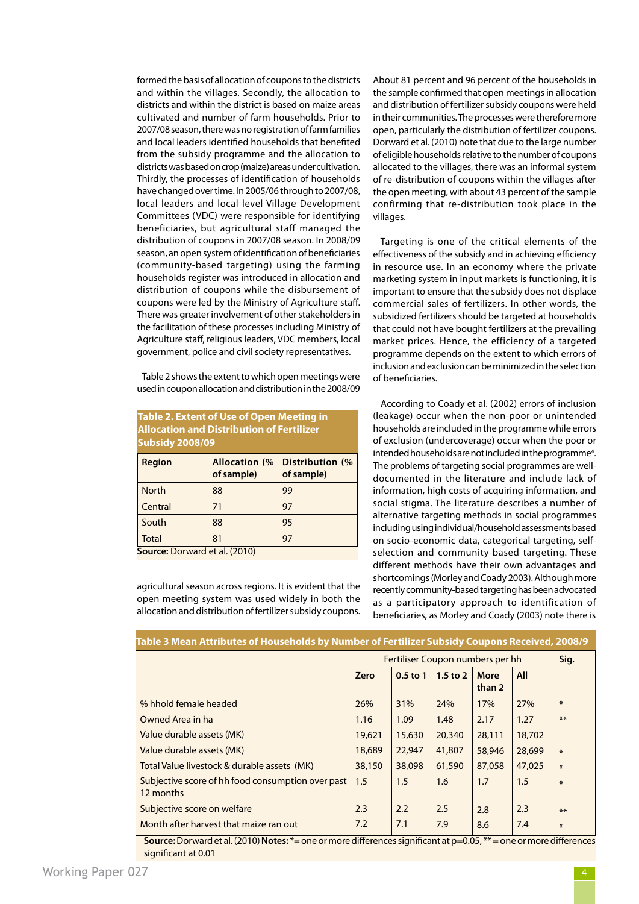formed the basis of allocation of coupons to the districts and within the villages. Secondly, the allocation to districts and within the district is based on maize areas cultivated and number of farm households. Prior to 2007/08 season, there was no registration of farm families and local leaders identified households that benefited from the subsidy programme and the allocation to districts was based on crop (maize) areas under cultivation. Thirdly, the processes of identification of households have changed over time. In 2005/06 through to 2007/08, local leaders and local level Village Development Committees (VDC) were responsible for identifying beneficiaries, but agricultural staff managed the distribution of coupons in 2007/08 season. In 2008/09 season, an open system of identification of beneficiaries (community-based targeting) using the farming households register was introduced in allocation and distribution of coupons while the disbursement of coupons were led by the Ministry of Agriculture staff. There was greater involvement of other stakeholders in the facilitation of these processes including Ministry of Agriculture staff, religious leaders, VDC members, local government, police and civil society representatives.

Table 2 shows the extent to which open meetings were used in coupon allocation and distribution in the 2008/09 agricultural season across regions. It is evident that the open meeting system was used widely in both the allocation and distribution of fertilizer subsidy coupons.

**Table 2. Extent of Use of Open Meeting in Allocation and Distribution of Fertilizer Subsidy 2008/09**

| Region | Allocation (% of sample) | Distribution (% of sample) |
|---|---|---|
| North | 88 | 99 |
| Central | 71 | 97 |
| South | 88 | 95 |
| Total | 81 | 97 |

**Source:** Dorward et al. (2010)

About 81 percent and 96 percent of the households in the sample confirmed that open meetings in allocation and distribution of fertilizer subsidy coupons were held in their communities. The processes were therefore more open, particularly the distribution of fertilizer coupons. Dorward et al. (2010) note that due to the large number of eligible households relative to the number of coupons allocated to the villages, there was an informal system of re-distribution of coupons within the villages after the open meeting, with about 43 percent of the sample confirming that re-distribution took place in the villages.

Targeting is one of the critical elements of the effectiveness of the subsidy and in achieving efficiency in resource use. In an economy where the private marketing system in input markets is functioning, it is important to ensure that the subsidy does not displace commercial sales of fertilizers. In other words, the subsidized fertilizers should be targeted at households that could not have bought fertilizers at the prevailing market prices. Hence, the efficiency of a targeted programme depends on the extent to which errors of inclusion and exclusion can be minimized in the selection of beneficiaries.

According to Coady et al. (2002) errors of inclusion (leakage) occur when the non-poor or unintended households are included in the programme while errors of exclusion (undercoverage) occur when the poor or intended households are not included in the programme[4]. The problems of targeting social programmes are well-documented in the literature and include lack of information, high costs of acquiring information, and social stigma. The literature describes a number of alternative targeting methods in social programmes including using individual/household assessments based on socio-economic data, categorical targeting, self-selection and community-based targeting. These different methods have their own advantages and shortcomings (Morley and Coady 2003). Although more recently community-based targeting has been advocated as a participatory approach to identification of beneficiaries, as Morley and Coady (2003) note there is

**Table 3 Mean Attributes of Households by Number of Fertilizer Subsidy Coupons Received, 2008/9**

| | Fertiliser Coupon numbers per hh | | | | | Sig. |
|---|---|---|---|---|---|---|
| | Zero | 0.5 to 1 | 1.5 to 2 | More than 2 | All | |
| % hhold female headed | 26% | 31% | 24% | 17% | 27% | * |
| Owned Area in ha | 1.16 | 1.09 | 1.48 | 2.17 | 1.27 | ** |
| Value durable assets (MK) | 19,621 | 15,630 | 20,340 | 28,111 | 18,702 | |
| Value durable assets (MK) | 18,689 | 22,947 | 41,807 | 58,946 | 28,699 | * |
| Total Value livestock & durable assets (MK) | 38,150 | 38,098 | 61,590 | 87,058 | 47,025 | * |
| Subjective score of hh food consumption over past 12 months | 1.5 | 1.5 | 1.6 | 1.7 | 1.5 | * |
| Subjective score on welfare | 2.3 | 2.2 | 2.5 | 2.8 | 2.3 | ** |
| Month after harvest that maize ran out | 7.2 | 7.1 | 7.9 | 8.6 | 7.4 | * |

**Source:** Dorward et al. (2010) **Notes:** * = one or more differences significant at p=0.05, ** = one or more differences significant at 0.01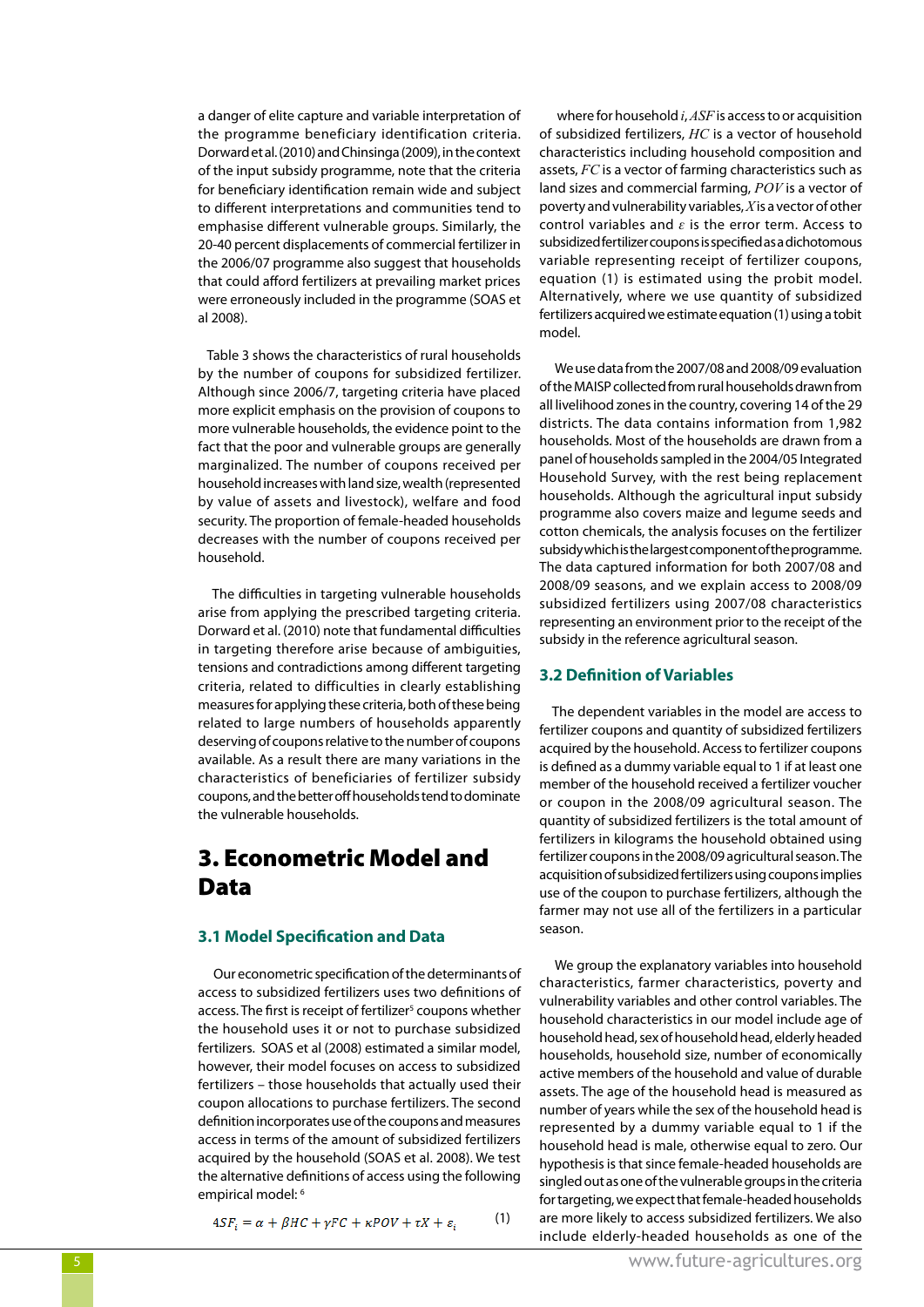a danger of elite capture and variable interpretation of the programme beneficiary identification criteria. Dorward et al. (2010) and Chinsinga (2009), in the context of the input subsidy programme, note that the criteria for beneficiary identification remain wide and subject to different interpretations and communities tend to emphasise different vulnerable groups. Similarly, the 20-40 percent displacements of commercial fertilizer in the 2006/07 programme also suggest that households that could afford fertilizers at prevailing market prices were erroneously included in the programme (SOAS et al 2008).

Table 3 shows the characteristics of rural households by the number of coupons for subsidized fertilizer. Although since 2006/7, targeting criteria have placed more explicit emphasis on the provision of coupons to more vulnerable households, the evidence point to the fact that the poor and vulnerable groups are generally marginalized. The number of coupons received per household increases with land size, wealth (represented by value of assets and livestock), welfare and food security. The proportion of female-headed households decreases with the number of coupons received per household.

The difficulties in targeting vulnerable households arise from applying the prescribed targeting criteria. Dorward et al. (2010) note that fundamental difficulties in targeting therefore arise because of ambiguities, tensions and contradictions among different targeting criteria, related to difficulties in clearly establishing measures for applying these criteria, both of these being related to large numbers of households apparently deserving of coupons relative to the number of coupons available. As a result there are many variations in the characteristics of beneficiaries of fertilizer subsidy coupons, and the better off households tend to dominate the vulnerable households.

# 3. Econometric Model and Data

## 3.1 Model Specification and Data

Our econometric specification of the determinants of access to subsidized fertilizers uses two definitions of access. The first is receipt of fertilizer[5] coupons whether the household uses it or not to purchase subsidized fertilizers. SOAS et al (2008) estimated a similar model, however, their model focuses on access to subsidized fertilizers – those households that actually used their coupon allocations to purchase fertilizers. The second definition incorporates use of the coupons and measures access in terms of the amount of subsidized fertilizers acquired by the household (SOAS et al. 2008). We test the alternative definitions of access using the following empirical model: [6]

$$ASF_i = \alpha + \beta HC + \gamma FC + \kappa POV + \tau X + \varepsilon_i \qquad (1)$$

where for household $i$, $ASF$ is access to or acquisition of subsidized fertilizers, $HC$ is a vector of household characteristics including household composition and assets, $FC$ is a vector of farming characteristics such as land sizes and commercial farming, $POV$ is a vector of poverty and vulnerability variables, $X$ is a vector of other control variables and $\varepsilon$ is the error term. Access to subsidized fertilizer coupons is specified as a dichotomous variable representing receipt of fertilizer coupons, equation (1) is estimated using the probit model. Alternatively, where we use quantity of subsidized fertilizers acquired we estimate equation (1) using a tobit model.

We use data from the 2007/08 and 2008/09 evaluation of the MAISP collected from rural households drawn from all livelihood zones in the country, covering 14 of the 29 districts. The data contains information from 1,982 households. Most of the households are drawn from a panel of households sampled in the 2004/05 Integrated Household Survey, with the rest being replacement households. Although the agricultural input subsidy programme also covers maize and legume seeds and cotton chemicals, the analysis focuses on the fertilizer subsidy which is the largest component of the programme. The data captured information for both 2007/08 and 2008/09 seasons, and we explain access to 2008/09 subsidized fertilizers using 2007/08 characteristics representing an environment prior to the receipt of the subsidy in the reference agricultural season.

## 3.2 Definition of Variables

The dependent variables in the model are access to fertilizer coupons and quantity of subsidized fertilizers acquired by the household. Access to fertilizer coupons is defined as a dummy variable equal to 1 if at least one member of the household received a fertilizer voucher or coupon in the 2008/09 agricultural season. The quantity of subsidized fertilizers is the total amount of fertilizers in kilograms the household obtained using fertilizer coupons in the 2008/09 agricultural season. The acquisition of subsidized fertilizers using coupons implies use of the coupon to purchase fertilizers, although the farmer may not use all of the fertilizers in a particular season.

We group the explanatory variables into household characteristics, farmer characteristics, poverty and vulnerability variables and other control variables. The household characteristics in our model include age of household head, sex of household head, elderly headed households, household size, number of economically active members of the household and value of durable assets. The age of the household head is measured as number of years while the sex of the household head is represented by a dummy variable equal to 1 if the household head is male, otherwise equal to zero. Our hypothesis is that since female-headed households are singled out as one of the vulnerable groups in the criteria for targeting, we expect that female-headed households are more likely to access subsidized fertilizers. We also include elderly-headed households as one of the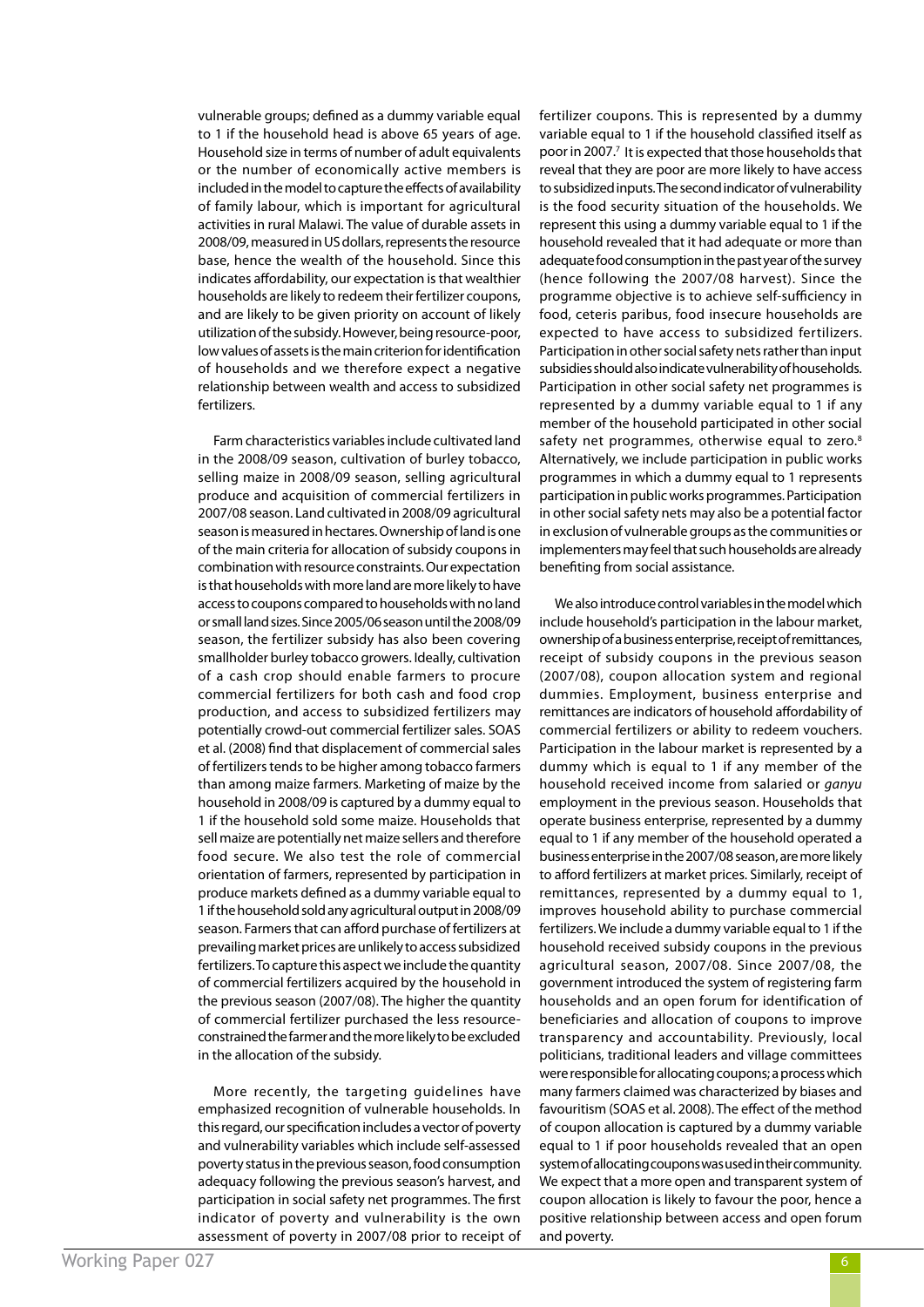vulnerable groups; defined as a dummy variable equal to 1 if the household head is above 65 years of age. Household size in terms of number of adult equivalents or the number of economically active members is included in the model to capture the effects of availability of family labour, which is important for agricultural activities in rural Malawi. The value of durable assets in 2008/09, measured in US dollars, represents the resource base, hence the wealth of the household. Since this indicates affordability, our expectation is that wealthier households are likely to redeem their fertilizer coupons, and are likely to be given priority on account of likely utilization of the subsidy. However, being resource-poor, low values of assets is the main criterion for identification of households and we therefore expect a negative relationship between wealth and access to subsidized fertilizers.

Farm characteristics variables include cultivated land in the 2008/09 season, cultivation of burley tobacco, selling maize in 2008/09 season, selling agricultural produce and acquisition of commercial fertilizers in 2007/08 season. Land cultivated in 2008/09 agricultural season is measured in hectares. Ownership of land is one of the main criteria for allocation of subsidy coupons in combination with resource constraints. Our expectation is that households with more land are more likely to have access to coupons compared to households with no land or small land sizes. Since 2005/06 season until the 2008/09 season, the fertilizer subsidy has also been covering smallholder burley tobacco growers. Ideally, cultivation of a cash crop should enable farmers to procure commercial fertilizers for both cash and food crop production, and access to subsidized fertilizers may potentially crowd-out commercial fertilizer sales. SOAS et al. (2008) find that displacement of commercial sales of fertilizers tends to be higher among tobacco farmers than among maize farmers. Marketing of maize by the household in 2008/09 is captured by a dummy equal to 1 if the household sold some maize. Households that sell maize are potentially net maize sellers and therefore food secure. We also test the role of commercial orientation of farmers, represented by participation in produce markets defined as a dummy variable equal to 1 if the household sold any agricultural output in 2008/09 season. Farmers that can afford purchase of fertilizers at prevailing market prices are unlikely to access subsidized fertilizers. To capture this aspect we include the quantity of commercial fertilizers acquired by the household in the previous season (2007/08). The higher the quantity of commercial fertilizer purchased the less resource-constrained the farmer and the more likely to be excluded in the allocation of the subsidy.

More recently, the targeting guidelines have emphasized recognition of vulnerable households. In this regard, our specification includes a vector of poverty and vulnerability variables which include self-assessed poverty status in the previous season, food consumption adequacy following the previous season's harvest, and participation in social safety net programmes. The first indicator of poverty and vulnerability is the own assessment of poverty in 2007/08 prior to receipt of fertilizer coupons. This is represented by a dummy variable equal to 1 if the household classified itself as poor in 2007.[7] It is expected that those households that reveal that they are poor are more likely to have access to subsidized inputs. The second indicator of vulnerability is the food security situation of the households. We represent this using a dummy variable equal to 1 if the household revealed that it had adequate or more than adequate food consumption in the past year of the survey (hence following the 2007/08 harvest). Since the programme objective is to achieve self-sufficiency in food, ceteris paribus, food insecure households are expected to have access to subsidized fertilizers. Participation in other social safety nets rather than input subsidies should also indicate vulnerability of households. Participation in other social safety net programmes is represented by a dummy variable equal to 1 if any member of the household participated in other social safety net programmes, otherwise equal to zero.[8] Alternatively, we include participation in public works programmes in which a dummy equal to 1 represents participation in public works programmes. Participation in other social safety nets may also be a potential factor in exclusion of vulnerable groups as the communities or implementers may feel that such households are already benefiting from social assistance.

We also introduce control variables in the model which include household's participation in the labour market, ownership of a business enterprise, receipt of remittances, receipt of subsidy coupons in the previous season (2007/08), coupon allocation system and regional dummies. Employment, business enterprise and remittances are indicators of household affordability of commercial fertilizers or ability to redeem vouchers. Participation in the labour market is represented by a dummy which is equal to 1 if any member of the household received income from salaried or *ganyu* employment in the previous season. Households that operate business enterprise, represented by a dummy equal to 1 if any member of the household operated a business enterprise in the 2007/08 season, are more likely to afford fertilizers at market prices. Similarly, receipt of remittances, represented by a dummy equal to 1, improves household ability to purchase commercial fertilizers. We include a dummy variable equal to 1 if the household received subsidy coupons in the previous agricultural season, 2007/08. Since 2007/08, the government introduced the system of registering farm households and an open forum for identification of beneficiaries and allocation of coupons to improve transparency and accountability. Previously, local politicians, traditional leaders and village committees were responsible for allocating coupons; a process which many farmers claimed was characterized by biases and favouritism (SOAS et al. 2008). The effect of the method of coupon allocation is captured by a dummy variable equal to 1 if poor households revealed that an open system of allocating coupons was used in their community. We expect that a more open and transparent system of coupon allocation is likely to favour the poor, hence a positive relationship between access and open forum and poverty.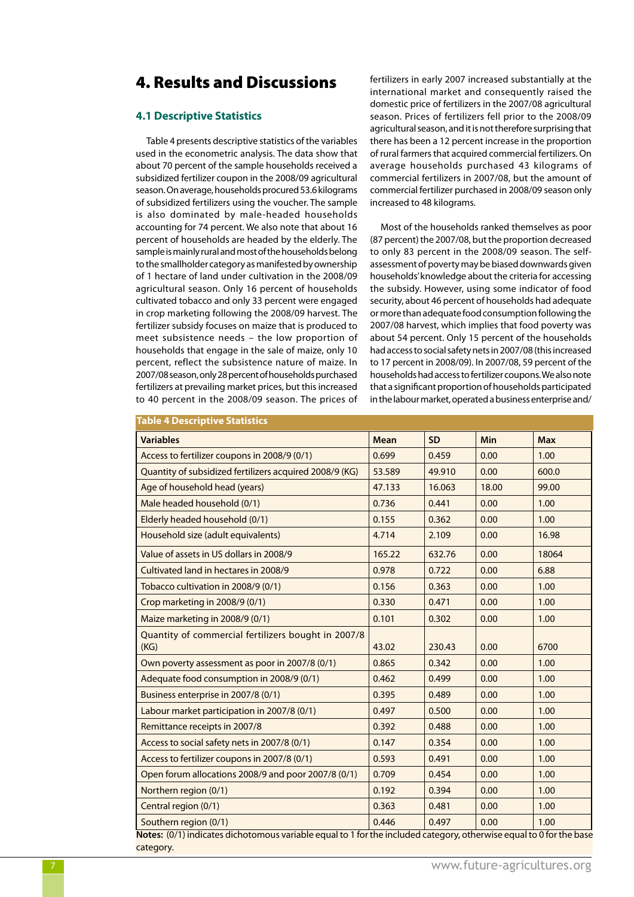# 4. Results and Discussions

## 4.1 Descriptive Statistics

Table 4 presents descriptive statistics of the variables used in the econometric analysis. The data show that about 70 percent of the sample households received a subsidized fertilizer coupon in the 2008/09 agricultural season. On average, households procured 53.6 kilograms of subsidized fertilizers using the voucher. The sample is also dominated by male-headed households accounting for 74 percent. We also note that about 16 percent of households are headed by the elderly. The sample is mainly rural and most of the households belong to the smallholder category as manifested by ownership of 1 hectare of land under cultivation in the 2008/09 agricultural season. Only 16 percent of households cultivated tobacco and only 33 percent were engaged in crop marketing following the 2008/09 harvest. The fertilizer subsidy focuses on maize that is produced to meet subsistence needs – the low proportion of households that engage in the sale of maize, only 10 percent, reflect the subsistence nature of maize. In 2007/08 season, only 28 percent of households purchased fertilizers at prevailing market prices, but this increased to 40 percent in the 2008/09 season. The prices of fertilizers in early 2007 increased substantially at the international market and consequently raised the domestic price of fertilizers in the 2007/08 agricultural season. Prices of fertilizers fell prior to the 2008/09 agricultural season, and it is not therefore surprising that there has been a 12 percent increase in the proportion of rural farmers that acquired commercial fertilizers. On average households purchased 43 kilograms of commercial fertilizers in 2007/08, but the amount of commercial fertilizer purchased in 2008/09 season only increased to 48 kilograms.

Most of the households ranked themselves as poor (87 percent) the 2007/08, but the proportion decreased to only 83 percent in the 2008/09 season. The self-assessment of poverty may be biased downwards given households' knowledge about the criteria for accessing the subsidy. However, using some indicator of food security, about 46 percent of households had adequate or more than adequate food consumption following the 2007/08 harvest, which implies that food poverty was about 54 percent. Only 15 percent of the households had access to social safety nets in 2007/08 (this increased to 17 percent in 2008/09). In 2007/08, 59 percent of the households had access to fertilizer coupons. We also note that a significant proportion of households participated in the labour market, operated a business enterprise and/

**Table 4 Descriptive Statistics**

| Variables | Mean | SD | Min | Max |
|---|---|---|---|---|
| Access to fertilizer coupons in 2008/9 (0/1) | 0.699 | 0.459 | 0.00 | 1.00 |
| Quantity of subsidized fertilizers acquired 2008/9 (KG) | 53.589 | 49.910 | 0.00 | 600.0 |
| Age of household head (years) | 47.133 | 16.063 | 18.00 | 99.00 |
| Male headed household (0/1) | 0.736 | 0.441 | 0.00 | 1.00 |
| Elderly headed household (0/1) | 0.155 | 0.362 | 0.00 | 1.00 |
| Household size (adult equivalents) | 4.714 | 2.109 | 0.00 | 16.98 |
| Value of assets in US dollars in 2008/9 | 165.22 | 632.76 | 0.00 | 18064 |
| Cultivated land in hectares in 2008/9 | 0.978 | 0.722 | 0.00 | 6.88 |
| Tobacco cultivation in 2008/9 (0/1) | 0.156 | 0.363 | 0.00 | 1.00 |
| Crop marketing in 2008/9 (0/1) | 0.330 | 0.471 | 0.00 | 1.00 |
| Maize marketing in 2008/9 (0/1) | 0.101 | 0.302 | 0.00 | 1.00 |
| Quantity of commercial fertilizers bought in 2007/8 (KG) | 43.02 | 230.43 | 0.00 | 6700 |
| Own poverty assessment as poor in 2007/8 (0/1) | 0.865 | 0.342 | 0.00 | 1.00 |
| Adequate food consumption in 2008/9 (0/1) | 0.462 | 0.499 | 0.00 | 1.00 |
| Business enterprise in 2007/8 (0/1) | 0.395 | 0.489 | 0.00 | 1.00 |
| Labour market participation in 2007/8 (0/1) | 0.497 | 0.500 | 0.00 | 1.00 |
| Remittance receipts in 2007/8 | 0.392 | 0.488 | 0.00 | 1.00 |
| Access to social safety nets in 2007/8 (0/1) | 0.147 | 0.354 | 0.00 | 1.00 |
| Access to fertilizer coupons in 2007/8 (0/1) | 0.593 | 0.491 | 0.00 | 1.00 |
| Open forum allocations 2008/9 and poor 2007/8 (0/1) | 0.709 | 0.454 | 0.00 | 1.00 |
| Northern region (0/1) | 0.192 | 0.394 | 0.00 | 1.00 |
| Central region (0/1) | 0.363 | 0.481 | 0.00 | 1.00 |
| Southern region (0/1) | 0.446 | 0.497 | 0.00 | 1.00 |

**Notes:** (0/1) indicates dichotomous variable equal to 1 for the included category, otherwise equal to 0 for the base category.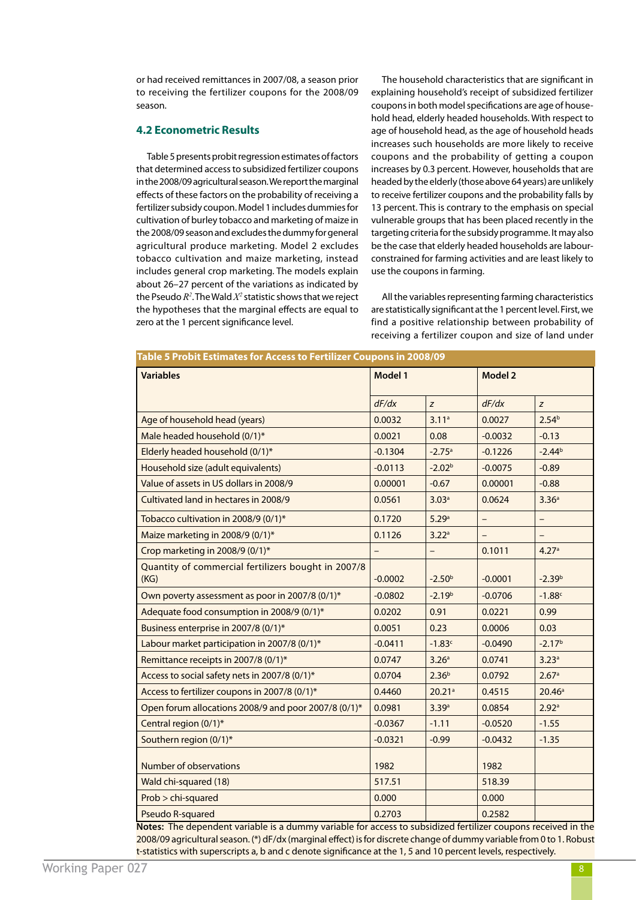or had received remittances in 2007/08, a season prior to receiving the fertilizer coupons for the 2008/09 season.

### 4.2 Econometric Results

Table 5 presents probit regression estimates of factors that determined access to subsidized fertilizer coupons in the 2008/09 agricultural season. We report the marginal effects of these factors on the probability of receiving a fertilizer subsidy coupon. Model 1 includes dummies for cultivation of burley tobacco and marketing of maize in the 2008/09 season and excludes the dummy for general agricultural produce marketing. Model 2 excludes tobacco cultivation and maize marketing, instead includes general crop marketing. The models explain about 26–27 percent of the variations as indicated by the Pseudo $R^2$. The Wald $X^2$ statistic shows that we reject the hypotheses that the marginal effects are equal to zero at the 1 percent significance level.

The household characteristics that are significant in explaining household's receipt of subsidized fertilizer coupons in both model specifications are age of household head, elderly headed households. With respect to age of household head, as the age of household heads increases such households are more likely to receive coupons and the probability of getting a coupon increases by 0.3 percent. However, households that are headed by the elderly (those above 64 years) are unlikely to receive fertilizer coupons and the probability falls by 13 percent. This is contrary to the emphasis on special vulnerable groups that has been placed recently in the targeting criteria for the subsidy programme. It may also be the case that elderly headed households are labour-constrained for farming activities and are least likely to use the coupons in farming.

All the variables representing farming characteristics are statistically significant at the 1 percent level. First, we find a positive relationship between probability of receiving a fertilizer coupon and size of land under

**Table 5 Probit Estimates for Access to Fertilizer Coupons in 2008/09**

| Variables | Model 1 | | Model 2 | |
|---|---|---|---|---|
| | *dF/dx* | *z* | *dF/dx* | *z* |
| Age of household head (years) | 0.0032 | 3.11[a] | 0.0027 | 2.54[b] |
| Male headed household (0/1)* | 0.0021 | 0.08 | -0.0032 | -0.13 |
| Elderly headed household (0/1)* | -0.1304 | -2.75[a] | -0.1226 | -2.44[b] |
| Household size (adult equivalents) | -0.0113 | -2.02[b] | -0.0075 | -0.89 |
| Value of assets in US dollars in 2008/9 | 0.00001 | -0.67 | 0.00001 | -0.88 |
| Cultivated land in hectares in 2008/9 | 0.0561 | 3.03[a] | 0.0624 | 3.36[a] |
| Tobacco cultivation in 2008/9 (0/1)* | 0.1720 | 5.29[a] | – | – |
| Maize marketing in 2008/9 (0/1)* | 0.1126 | 3.22[a] | – | – |
| Crop marketing in 2008/9 (0/1)* | – | – | 0.1011 | 4.27[a] |
| Quantity of commercial fertilizers bought in 2007/8 (KG) | -0.0002 | -2.50[b] | -0.0001 | -2.39[b] |
| Own poverty assessment as poor in 2007/8 (0/1)* | -0.0802 | -2.19[b] | -0.0706 | -1.88[c] |
| Adequate food consumption in 2008/9 (0/1)* | 0.0202 | 0.91 | 0.0221 | 0.99 |
| Business enterprise in 2007/8 (0/1)* | 0.0051 | 0.23 | 0.0006 | 0.03 |
| Labour market participation in 2007/8 (0/1)* | -0.0411 | -1.83[c] | -0.0490 | -2.17[b] |
| Remittance receipts in 2007/8 (0/1)* | 0.0747 | 3.26[a] | 0.0741 | 3.23[a] |
| Access to social safety nets in 2007/8 (0/1)* | 0.0704 | 2.36[b] | 0.0792 | 2.67[a] |
| Access to fertilizer coupons in 2007/8 (0/1)* | 0.4460 | 20.21[a] | 0.4515 | 20.46[a] |
| Open forum allocations 2008/9 and poor 2007/8 (0/1)* | 0.0981 | 3.39[a] | 0.0854 | 2.92[a] |
| Central region (0/1)* | -0.0367 | -1.11 | -0.0520 | -1.55 |
| Southern region (0/1)* | -0.0321 | -0.99 | -0.0432 | -1.35 |
| Number of observations | 1982 | | 1982 | |
| Wald chi-squared (18) | 517.51 | | 518.39 | |
| Prob > chi-squared | 0.000 | | 0.000 | |
| Pseudo R-squared | 0.2703 | | 0.2582 | |

**Notes:** The dependent variable is a dummy variable for access to subsidized fertilizer coupons received in the 2008/09 agricultural season. (*) dF/dx (marginal effect) is for discrete change of dummy variable from 0 to 1. Robust t-statistics with superscripts a, b and c denote significance at the 1, 5 and 10 percent levels, respectively.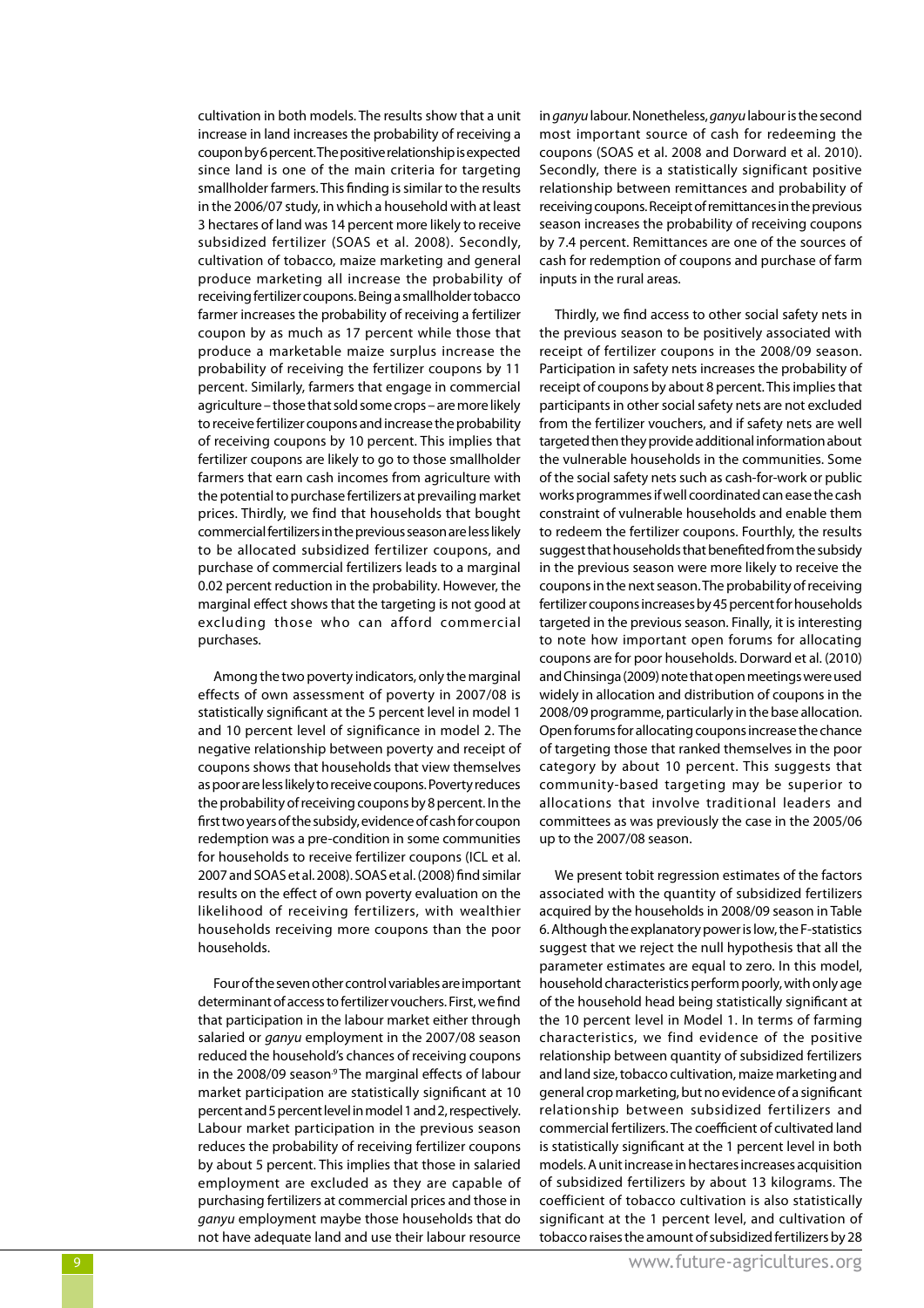cultivation in both models. The results show that a unit increase in land increases the probability of receiving a coupon by 6 percent. The positive relationship is expected since land is one of the main criteria for targeting smallholder farmers. This finding is similar to the results in the 2006/07 study, in which a household with at least 3 hectares of land was 14 percent more likely to receive subsidized fertilizer (SOAS et al. 2008). Secondly, cultivation of tobacco, maize marketing and general produce marketing all increase the probability of receiving fertilizer coupons. Being a smallholder tobacco farmer increases the probability of receiving a fertilizer coupon by as much as 17 percent while those that produce a marketable maize surplus increase the probability of receiving the fertilizer coupons by 11 percent. Similarly, farmers that engage in commercial agriculture – those that sold some crops – are more likely to receive fertilizer coupons and increase the probability of receiving coupons by 10 percent. This implies that fertilizer coupons are likely to go to those smallholder farmers that earn cash incomes from agriculture with the potential to purchase fertilizers at prevailing market prices. Thirdly, we find that households that bought commercial fertilizers in the previous season are less likely to be allocated subsidized fertilizer coupons, and purchase of commercial fertilizers leads to a marginal 0.02 percent reduction in the probability. However, the marginal effect shows that the targeting is not good at excluding those who can afford commercial purchases.

Among the two poverty indicators, only the marginal effects of own assessment of poverty in 2007/08 is statistically significant at the 5 percent level in model 1 and 10 percent level of significance in model 2. The negative relationship between poverty and receipt of coupons shows that households that view themselves as poor are less likely to receive coupons. Poverty reduces the probability of receiving coupons by 8 percent. In the first two years of the subsidy, evidence of cash for coupon redemption was a pre-condition in some communities for households to receive fertilizer coupons (ICL et al. 2007 and SOAS et al. 2008). SOAS et al. (2008) find similar results on the effect of own poverty evaluation on the likelihood of receiving fertilizers, with wealthier households receiving more coupons than the poor households.

Four of the seven other control variables are important determinant of access to fertilizer vouchers. First, we find that participation in the labour market either through salaried or *ganyu* employment in the 2007/08 season reduced the household's chances of receiving coupons in the 2008/09 season[9] The marginal effects of labour market participation are statistically significant at 10 percent and 5 percent level in model 1 and 2, respectively. Labour market participation in the previous season reduces the probability of receiving fertilizer coupons by about 5 percent. This implies that those in salaried employment are excluded as they are capable of purchasing fertilizers at commercial prices and those in *ganyu* employment maybe those households that do not have adequate land and use their labour resource in *ganyu* labour. Nonetheless, *ganyu* labour is the second most important source of cash for redeeming the coupons (SOAS et al. 2008 and Dorward et al. 2010). Secondly, there is a statistically significant positive relationship between remittances and probability of receiving coupons. Receipt of remittances in the previous season increases the probability of receiving coupons by 7.4 percent. Remittances are one of the sources of cash for redemption of coupons and purchase of farm inputs in the rural areas.

Thirdly, we find access to other social safety nets in the previous season to be positively associated with receipt of fertilizer coupons in the 2008/09 season. Participation in safety nets increases the probability of receipt of coupons by about 8 percent. This implies that participants in other social safety nets are not excluded from the fertilizer vouchers, and if safety nets are well targeted then they provide additional information about the vulnerable households in the communities. Some of the social safety nets such as cash-for-work or public works programmes if well coordinated can ease the cash constraint of vulnerable households and enable them to redeem the fertilizer coupons. Fourthly, the results suggest that households that benefited from the subsidy in the previous season were more likely to receive the coupons in the next season. The probability of receiving fertilizer coupons increases by 45 percent for households targeted in the previous season. Finally, it is interesting to note how important open forums for allocating coupons are for poor households. Dorward et al. (2010) and Chinsinga (2009) note that open meetings were used widely in allocation and distribution of coupons in the 2008/09 programme, particularly in the base allocation. Open forums for allocating coupons increase the chance of targeting those that ranked themselves in the poor category by about 10 percent. This suggests that community-based targeting may be superior to allocations that involve traditional leaders and committees as was previously the case in the 2005/06 up to the 2007/08 season.

We present tobit regression estimates of the factors associated with the quantity of subsidized fertilizers acquired by the households in 2008/09 season in Table 6. Although the explanatory power is low, the F-statistics suggest that we reject the null hypothesis that all the parameter estimates are equal to zero. In this model, household characteristics perform poorly, with only age of the household head being statistically significant at the 10 percent level in Model 1. In terms of farming characteristics, we find evidence of the positive relationship between quantity of subsidized fertilizers and land size, tobacco cultivation, maize marketing and general crop marketing, but no evidence of a significant relationship between subsidized fertilizers and commercial fertilizers. The coefficient of cultivated land is statistically significant at the 1 percent level in both models. A unit increase in hectares increases acquisition of subsidized fertilizers by about 13 kilograms. The coefficient of tobacco cultivation is also statistically significant at the 1 percent level, and cultivation of tobacco raises the amount of subsidized fertilizers by 28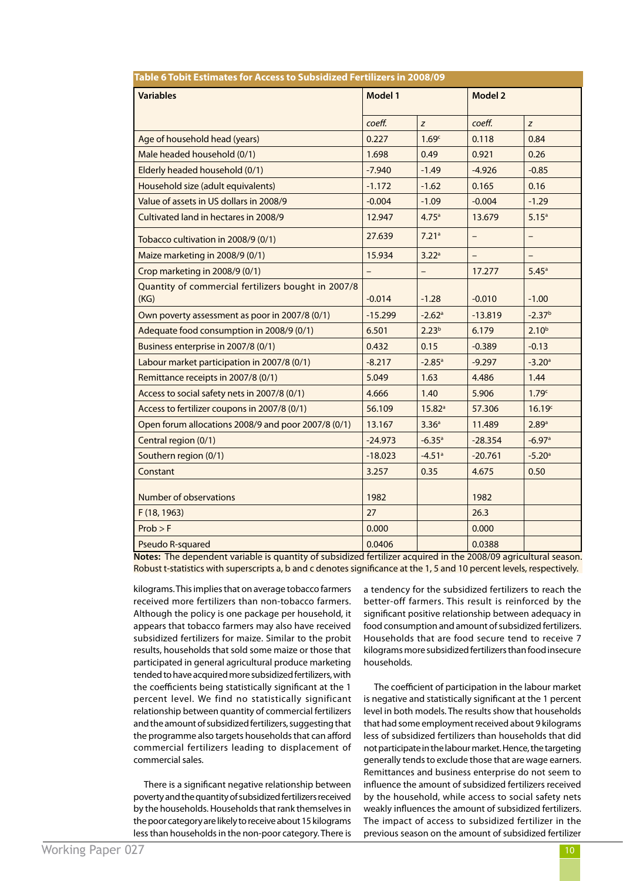**Table 6 Tobit Estimates for Access to Subsidized Fertilizers in 2008/09**

| Variables | Model 1 | | Model 2 | |
|---|---|---|---|---|
| | *coeff.* | *z* | *coeff.* | *z* |
| Age of household head (years) | 0.227 | 1.69[c] | 0.118 | 0.84 |
| Male headed household (0/1) | 1.698 | 0.49 | 0.921 | 0.26 |
| Elderly headed household (0/1) | -7.940 | -1.49 | -4.926 | -0.85 |
| Household size (adult equivalents) | -1.172 | -1.62 | 0.165 | 0.16 |
| Value of assets in US dollars in 2008/9 | -0.004 | -1.09 | -0.004 | -1.29 |
| Cultivated land in hectares in 2008/9 | 12.947 | 4.75[a] | 13.679 | 5.15[a] |
| Tobacco cultivation in 2008/9 (0/1) | 27.639 | 7.21[a] | – | – |
| Maize marketing in 2008/9 (0/1) | 15.934 | 3.22[a] | – | – |
| Crop marketing in 2008/9 (0/1) | – | – | 17.277 | 5.45[a] |
| Quantity of commercial fertilizers bought in 2007/8 (KG) | -0.014 | -1.28 | -0.010 | -1.00 |
| Own poverty assessment as poor in 2007/8 (0/1) | -15.299 | -2.62[a] | -13.819 | -2.37[b] |
| Adequate food consumption in 2008/9 (0/1) | 6.501 | 2.23[b] | 6.179 | 2.10[b] |
| Business enterprise in 2007/8 (0/1) | 0.432 | 0.15 | -0.389 | -0.13 |
| Labour market participation in 2007/8 (0/1) | -8.217 | -2.85[a] | -9.297 | -3.20[a] |
| Remittance receipts in 2007/8 (0/1) | 5.049 | 1.63 | 4.486 | 1.44 |
| Access to social safety nets in 2007/8 (0/1) | 4.666 | 1.40 | 5.906 | 1.79[c] |
| Access to fertilizer coupons in 2007/8 (0/1) | 56.109 | 15.82[a] | 57.306 | 16.19[c] |
| Open forum allocations 2008/9 and poor 2007/8 (0/1) | 13.167 | 3.36[a] | 11.489 | 2.89[a] |
| Central region (0/1) | -24.973 | -6.35[a] | -28.354 | -6.97[a] |
| Southern region (0/1) | -18.023 | -4.51[a] | -20.761 | -5.20[a] |
| Constant | 3.257 | 0.35 | 4.675 | 0.50 |
| Number of observations | 1982 | | 1982 | |
| F (18, 1963) | 27 | | 26.3 | |
| Prob > F | 0.000 | | 0.000 | |
| Pseudo R-squared | 0.0406 | | 0.0388 | |

**Notes:** The dependent variable is quantity of subsidized fertilizer acquired in the 2008/09 agricultural season. Robust t-statistics with superscripts a, b and c denotes significance at the 1, 5 and 10 percent levels, respectively.

kilograms. This implies that on average tobacco farmers received more fertilizers than non-tobacco farmers. Although the policy is one package per household, it appears that tobacco farmers may also have received subsidized fertilizers for maize. Similar to the probit results, households that sold some maize or those that participated in general agricultural produce marketing tended to have acquired more subsidized fertilizers, with the coefficients being statistically significant at the 1 percent level. We find no statistically significant relationship between quantity of commercial fertilizers and the amount of subsidized fertilizers, suggesting that the programme also targets households that can afford commercial fertilizers leading to displacement of commercial sales.

There is a significant negative relationship between poverty and the quantity of subsidized fertilizers received by the households. Households that rank themselves in the poor category are likely to receive about 15 kilograms less than households in the non-poor category. There is a tendency for the subsidized fertilizers to reach the better-off farmers. This result is reinforced by the significant positive relationship between adequacy in food consumption and amount of subsidized fertilizers. Households that are food secure tend to receive 7 kilograms more subsidized fertilizers than food insecure households.

The coefficient of participation in the labour market is negative and statistically significant at the 1 percent level in both models. The results show that households that had some employment received about 9 kilograms less of subsidized fertilizers than households that did not participate in the labour market. Hence, the targeting generally tends to exclude those that are wage earners. Remittances and business enterprise do not seem to influence the amount of subsidized fertilizers received by the household, while access to social safety nets weakly influences the amount of subsidized fertilizers. The impact of access to subsidized fertilizer in the previous season on the amount of subsidized fertilizer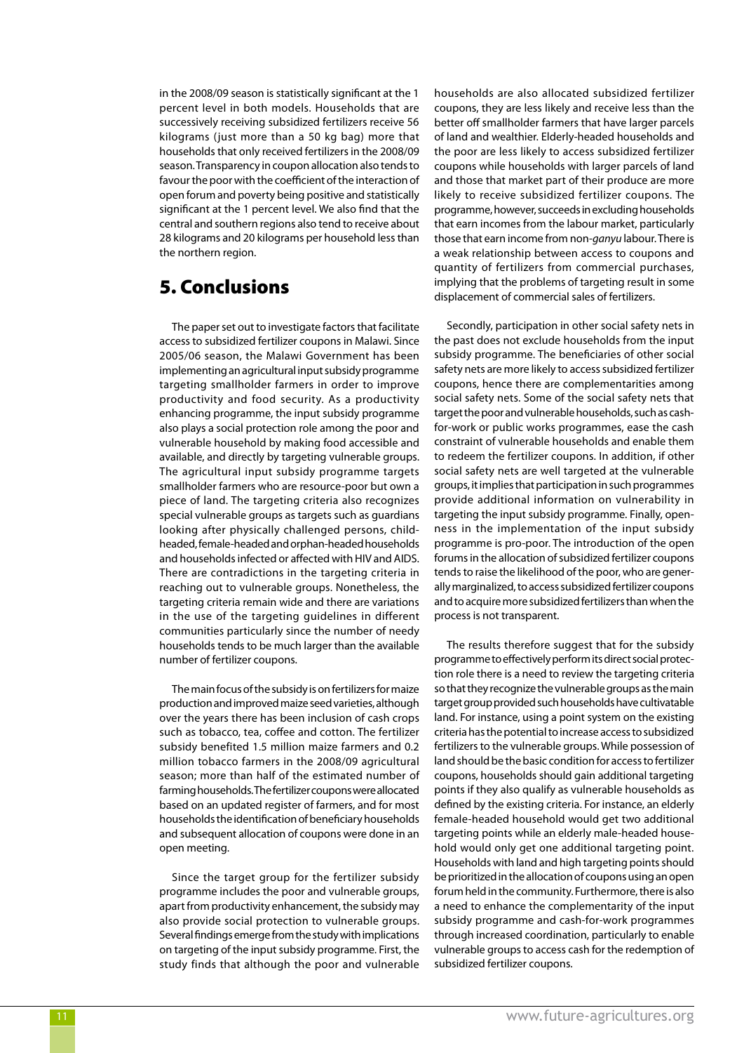in the 2008/09 season is statistically significant at the 1 percent level in both models. Households that are successively receiving subsidized fertilizers receive 56 kilograms (just more than a 50 kg bag) more that households that only received fertilizers in the 2008/09 season. Transparency in coupon allocation also tends to favour the poor with the coefficient of the interaction of open forum and poverty being positive and statistically significant at the 1 percent level. We also find that the central and southern regions also tend to receive about 28 kilograms and 20 kilograms per household less than the northern region.

## 5. Conclusions

The paper set out to investigate factors that facilitate access to subsidized fertilizer coupons in Malawi. Since 2005/06 season, the Malawi Government has been implementing an agricultural input subsidy programme targeting smallholder farmers in order to improve productivity and food security. As a productivity enhancing programme, the input subsidy programme also plays a social protection role among the poor and vulnerable household by making food accessible and available, and directly by targeting vulnerable groups. The agricultural input subsidy programme targets smallholder farmers who are resource-poor but own a piece of land. The targeting criteria also recognizes special vulnerable groups as targets such as guardians looking after physically challenged persons, child-headed, female-headed and orphan-headed households and households infected or affected with HIV and AIDS. There are contradictions in the targeting criteria in reaching out to vulnerable groups. Nonetheless, the targeting criteria remain wide and there are variations in the use of the targeting guidelines in different communities particularly since the number of needy households tends to be much larger than the available number of fertilizer coupons.

The main focus of the subsidy is on fertilizers for maize production and improved maize seed varieties, although over the years there has been inclusion of cash crops such as tobacco, tea, coffee and cotton. The fertilizer subsidy benefited 1.5 million maize farmers and 0.2 million tobacco farmers in the 2008/09 agricultural season; more than half of the estimated number of farming households. The fertilizer coupons were allocated based on an updated register of farmers, and for most households the identification of beneficiary households and subsequent allocation of coupons were done in an open meeting.

Since the target group for the fertilizer subsidy programme includes the poor and vulnerable groups, apart from productivity enhancement, the subsidy may also provide social protection to vulnerable groups. Several findings emerge from the study with implications on targeting of the input subsidy programme. First, the study finds that although the poor and vulnerable households are also allocated subsidized fertilizer coupons, they are less likely and receive less than the better off smallholder farmers that have larger parcels of land and wealthier. Elderly-headed households and the poor are less likely to access subsidized fertilizer coupons while households with larger parcels of land and those that market part of their produce are more likely to receive subsidized fertilizer coupons. The programme, however, succeeds in excluding households that earn incomes from the labour market, particularly those that earn income from non-*ganyu* labour. There is a weak relationship between access to coupons and quantity of fertilizers from commercial purchases, implying that the problems of targeting result in some displacement of commercial sales of fertilizers.

Secondly, participation in other social safety nets in the past does not exclude households from the input subsidy programme. The beneficiaries of other social safety nets are more likely to access subsidized fertilizer coupons, hence there are complementarities among social safety nets. Some of the social safety nets that target the poor and vulnerable households, such as cash-for-work or public works programmes, ease the cash constraint of vulnerable households and enable them to redeem the fertilizer coupons. In addition, if other social safety nets are well targeted at the vulnerable groups, it implies that participation in such programmes provide additional information on vulnerability in targeting the input subsidy programme. Finally, openness in the implementation of the input subsidy programme is pro-poor. The introduction of the open forums in the allocation of subsidized fertilizer coupons tends to raise the likelihood of the poor, who are generally marginalized, to access subsidized fertilizer coupons and to acquire more subsidized fertilizers than when the process is not transparent.

The results therefore suggest that for the subsidy programme to effectively perform its direct social protection role there is a need to review the targeting criteria so that they recognize the vulnerable groups as the main target group provided such households have cultivatable land. For instance, using a point system on the existing criteria has the potential to increase access to subsidized fertilizers to the vulnerable groups. While possession of land should be the basic condition for access to fertilizer coupons, households should gain additional targeting points if they also qualify as vulnerable households as defined by the existing criteria. For instance, an elderly female-headed household would get two additional targeting points while an elderly male-headed household would only get one additional targeting point. Households with land and high targeting points should be prioritized in the allocation of coupons using an open forum held in the community. Furthermore, there is also a need to enhance the complementarity of the input subsidy programme and cash-for-work programmes through increased coordination, particularly to enable vulnerable groups to access cash for the redemption of subsidized fertilizer coupons.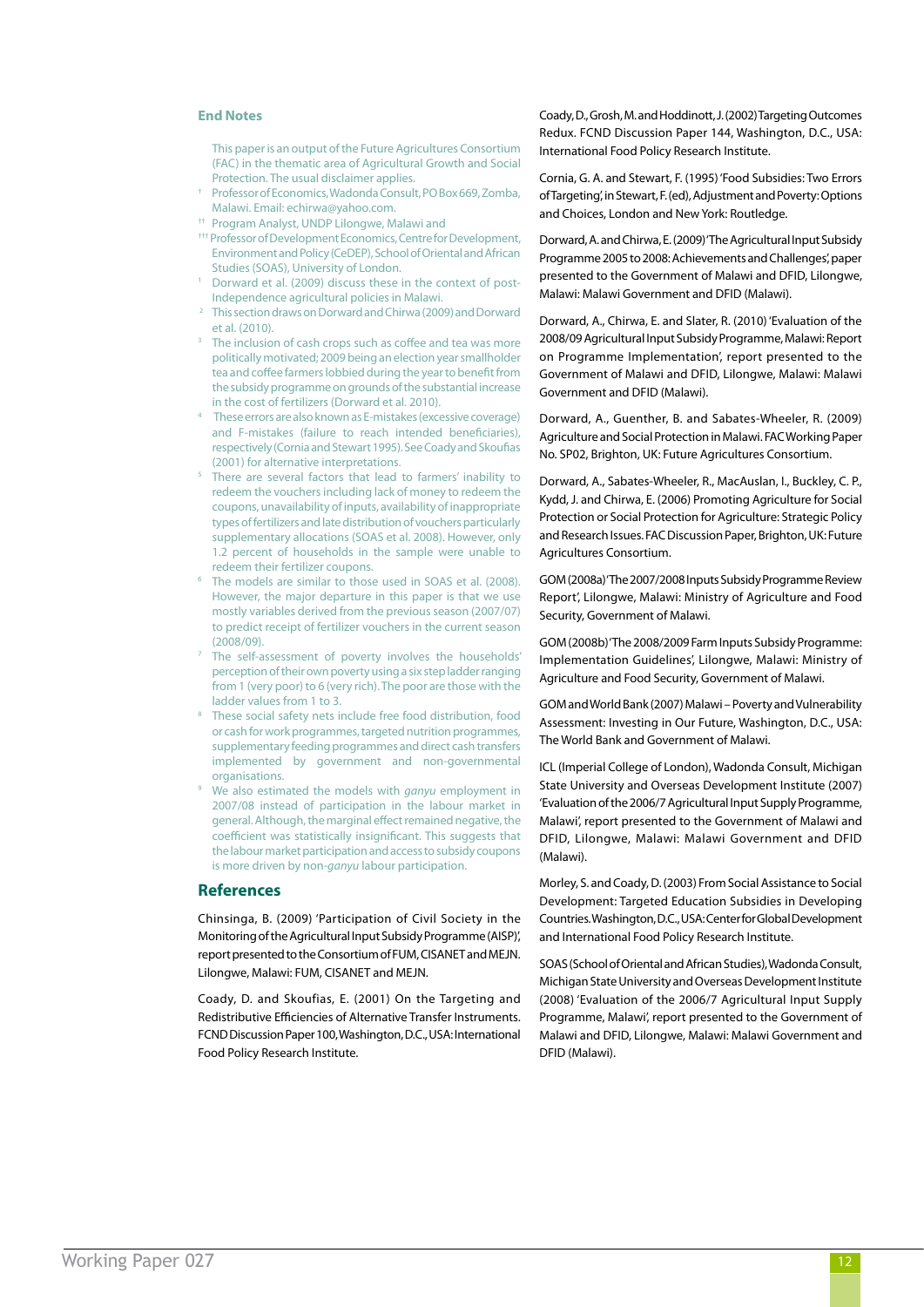## End Notes

This paper is an output of the Future Agricultures Consortium (FAC) in the thematic area of Agricultural Growth and Social Protection. The usual disclaimer applies.

† Professor of Economics, Wadonda Consult, PO Box 669, Zomba, Malawi. Email: echirwa@yahoo.com.

†† Program Analyst, UNDP Lilongwe, Malawi and

††† Professor of Development Economics, Centre for Development, Environment and Policy (CeDEP), School of Oriental and African Studies (SOAS), University of London.

1 Dorward et al. (2009) discuss these in the context of post-Independence agricultural policies in Malawi.

2 This section draws on Dorward and Chirwa (2009) and Dorward et al. (2010).

3 The inclusion of cash crops such as coffee and tea was more politically motivated; 2009 being an election year smallholder tea and coffee farmers lobbied during the year to benefit from the subsidy programme on grounds of the substantial increase in the cost of fertilizers (Dorward et al. 2010).

4 These errors are also known as E-mistakes (excessive coverage) and F-mistakes (failure to reach intended beneficiaries), respectively (Cornia and Stewart 1995). See Coady and Skoufias (2001) for alternative interpretations.

5 There are several factors that lead to farmers' inability to redeem the vouchers including lack of money to redeem the coupons, unavailability of inputs, availability of inappropriate types of fertilizers and late distribution of vouchers particularly supplementary allocations (SOAS et al. 2008). However, only 1.2 percent of households in the sample were unable to redeem their fertilizer coupons.

6 The models are similar to those used in SOAS et al. (2008). However, the major departure in this paper is that we use mostly variables derived from the previous season (2007/07) to predict receipt of fertilizer vouchers in the current season (2008/09).

7 The self-assessment of poverty involves the households' perception of their own poverty using a six step ladder ranging from 1 (very poor) to 6 (very rich). The poor are those with the ladder values from 1 to 3.

8 These social safety nets include free food distribution, food or cash for work programmes, targeted nutrition programmes, supplementary feeding programmes and direct cash transfers implemented by government and non-governmental organisations.

9 We also estimated the models with *ganyu* employment in 2007/08 instead of participation in the labour market in general. Although, the marginal effect remained negative, the coefficient was statistically insignificant. This suggests that the labour market participation and access to subsidy coupons is more driven by non-*ganyu* labour participation.

## References

Chinsinga, B. (2009) 'Participation of Civil Society in the Monitoring of the Agricultural Input Subsidy Programme (AISP)', report presented to the Consortium of FUM, CISANET and MEJN. Lilongwe, Malawi: FUM, CISANET and MEJN.

Coady, D. and Skoufias, E. (2001) On the Targeting and Redistributive Efficiencies of Alternative Transfer Instruments. FCND Discussion Paper 100, Washington, D.C., USA: International Food Policy Research Institute.

Coady, D., Grosh, M. and Hoddinott, J. (2002) Targeting Outcomes Redux. FCND Discussion Paper 144, Washington, D.C., USA: International Food Policy Research Institute.

Cornia, G. A. and Stewart, F. (1995) 'Food Subsidies: Two Errors of Targeting', in Stewart, F. (ed), Adjustment and Poverty: Options and Choices, London and New York: Routledge.

Dorward, A. and Chirwa, E. (2009) 'The Agricultural Input Subsidy Programme 2005 to 2008: Achievements and Challenges', paper presented to the Government of Malawi and DFID, Lilongwe, Malawi: Malawi Government and DFID (Malawi).

Dorward, A., Chirwa, E. and Slater, R. (2010) 'Evaluation of the 2008/09 Agricultural Input Subsidy Programme, Malawi: Report on Programme Implementation', report presented to the Government of Malawi and DFID, Lilongwe, Malawi: Malawi Government and DFID (Malawi).

Dorward, A., Guenther, B. and Sabates-Wheeler, R. (2009) Agriculture and Social Protection in Malawi. FAC Working Paper No. SP02, Brighton, UK: Future Agricultures Consortium.

Dorward, A., Sabates-Wheeler, R., MacAuslan, I., Buckley, C. P., Kydd, J. and Chirwa, E. (2006) Promoting Agriculture for Social Protection or Social Protection for Agriculture: Strategic Policy and Research Issues. FAC Discussion Paper, Brighton, UK: Future Agricultures Consortium.

GOM (2008a) 'The 2007/2008 Inputs Subsidy Programme Review Report', Lilongwe, Malawi: Ministry of Agriculture and Food Security, Government of Malawi.

GOM (2008b) 'The 2008/2009 Farm Inputs Subsidy Programme: Implementation Guidelines', Lilongwe, Malawi: Ministry of Agriculture and Food Security, Government of Malawi.

GOM and World Bank (2007) Malawi – Poverty and Vulnerability Assessment: Investing in Our Future, Washington, D.C., USA: The World Bank and Government of Malawi.

ICL (Imperial College of London), Wadonda Consult, Michigan State University and Overseas Development Institute (2007) 'Evaluation of the 2006/7 Agricultural Input Supply Programme, Malawi', report presented to the Government of Malawi and DFID, Lilongwe, Malawi: Malawi Government and DFID (Malawi).

Morley, S. and Coady, D. (2003) From Social Assistance to Social Development: Targeted Education Subsidies in Developing Countries. Washington, D.C., USA: Center for Global Development and International Food Policy Research Institute.

SOAS (School of Oriental and African Studies), Wadonda Consult, Michigan State University and Overseas Development Institute (2008) 'Evaluation of the 2006/7 Agricultural Input Supply Programme, Malawi', report presented to the Government of Malawi and DFID, Lilongwe, Malawi: Malawi Government and DFID (Malawi).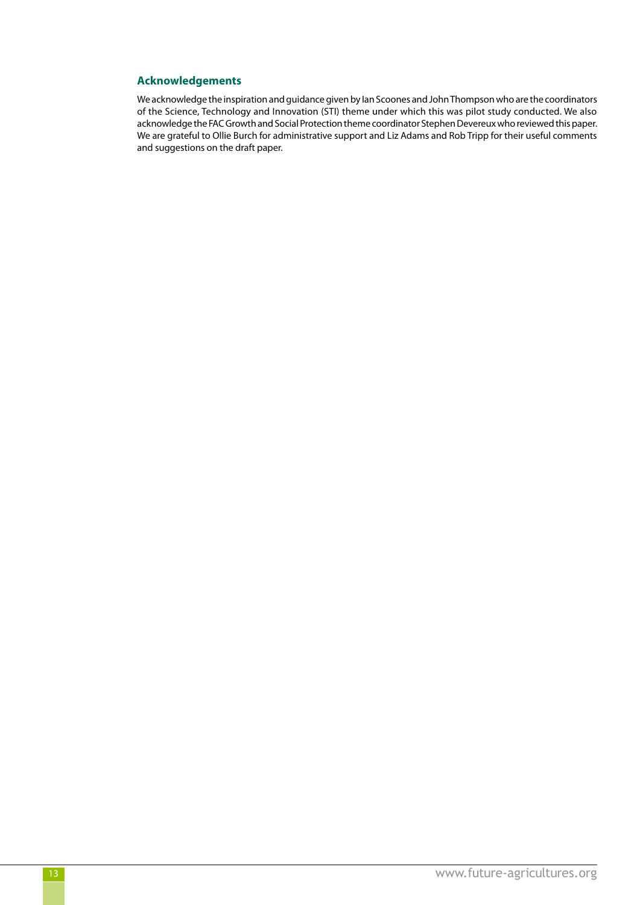## Acknowledgements

We acknowledge the inspiration and guidance given by Ian Scoones and John Thompson who are the coordinators of the Science, Technology and Innovation (STI) theme under which this was pilot study conducted. We also acknowledge the FAC Growth and Social Protection theme coordinator Stephen Devereux who reviewed this paper. We are grateful to Ollie Burch for administrative support and Liz Adams and Rob Tripp for their useful comments and suggestions on the draft paper.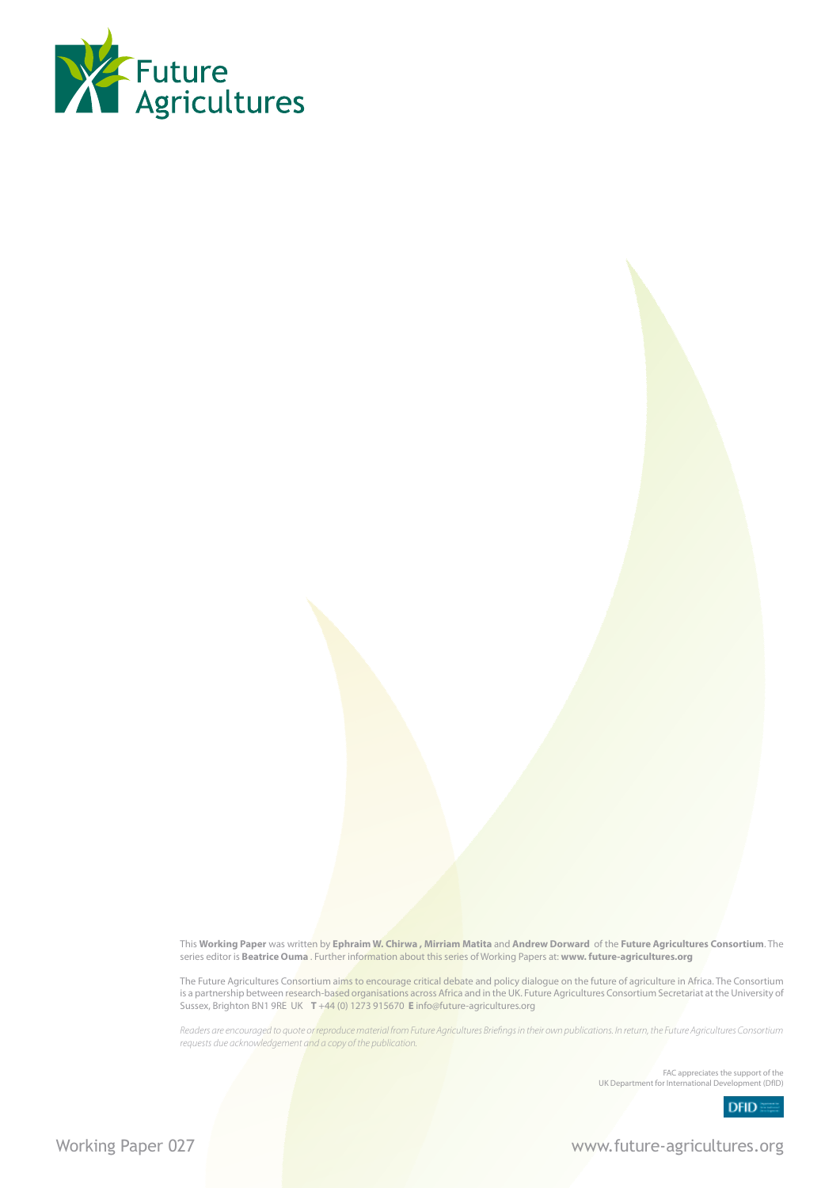This **Working Paper** was written by **Ephraim W. Chirwa , Mirriam Matita** and **Andrew Dorward** of the **Future Agricultures Consortium**. The series editor is **Beatrice Ouma** . Further information about this series of Working Papers at: **www. future-agricultures.org**

The Future Agricultures Consortium aims to encourage critical debate and policy dialogue on the future of agriculture in Africa. The Consortium is a partnership between research-based organisations across Africa and in the UK. Future Agricultures Consortium Secretariat at the University of Sussex, Brighton BN1 9RE UK **T** +44 (0) 1273 915670 **E** info@future-agricultures.org

*Readers are encouraged to quote or reproduce material from Future Agricultures Briefings in their own publications. In return, the Future Agricultures Consortium requests due acknowledgement and a copy of the publication.*

FAC appreciates the support of the UK Department for International Development (DfID)

Working Paper 027

www.future-agricultures.org